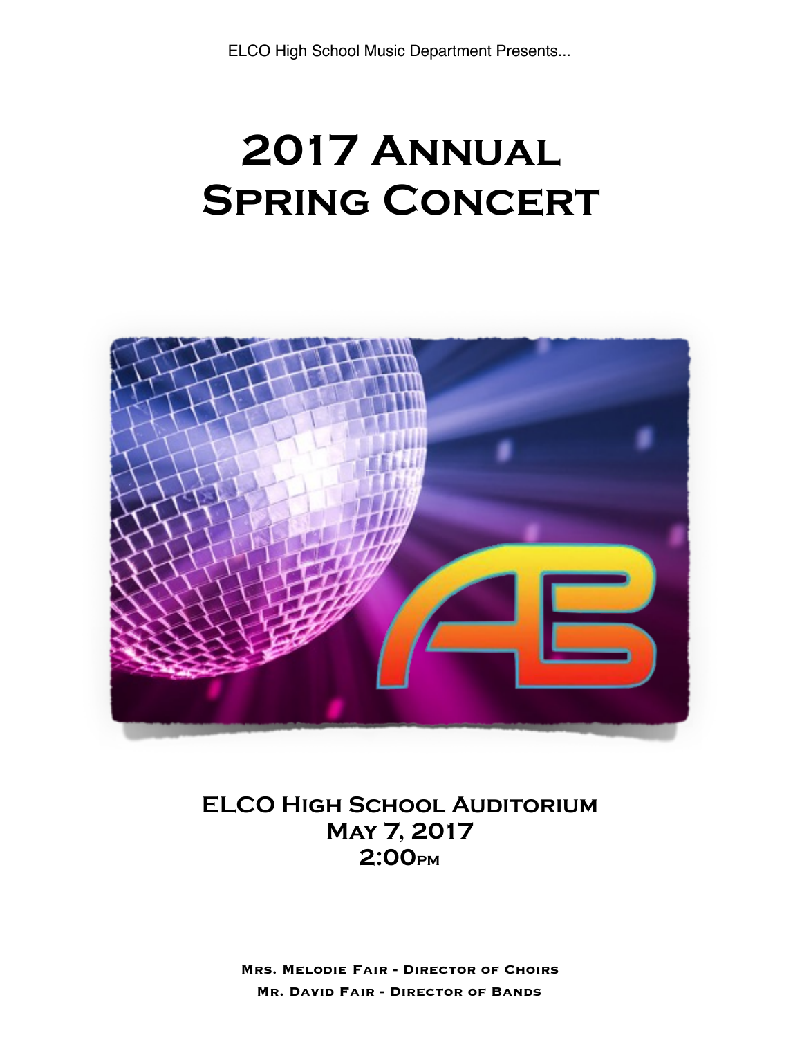ELCO High School Music Department Presents...

# 2017 Annual Spring Concert

**ELCO High School Auditorium**
**May 7, 2017**
**2:00pm**

**Mrs. Melodie Fair - Director of Choirs**
**Mr. David Fair - Director of Bands**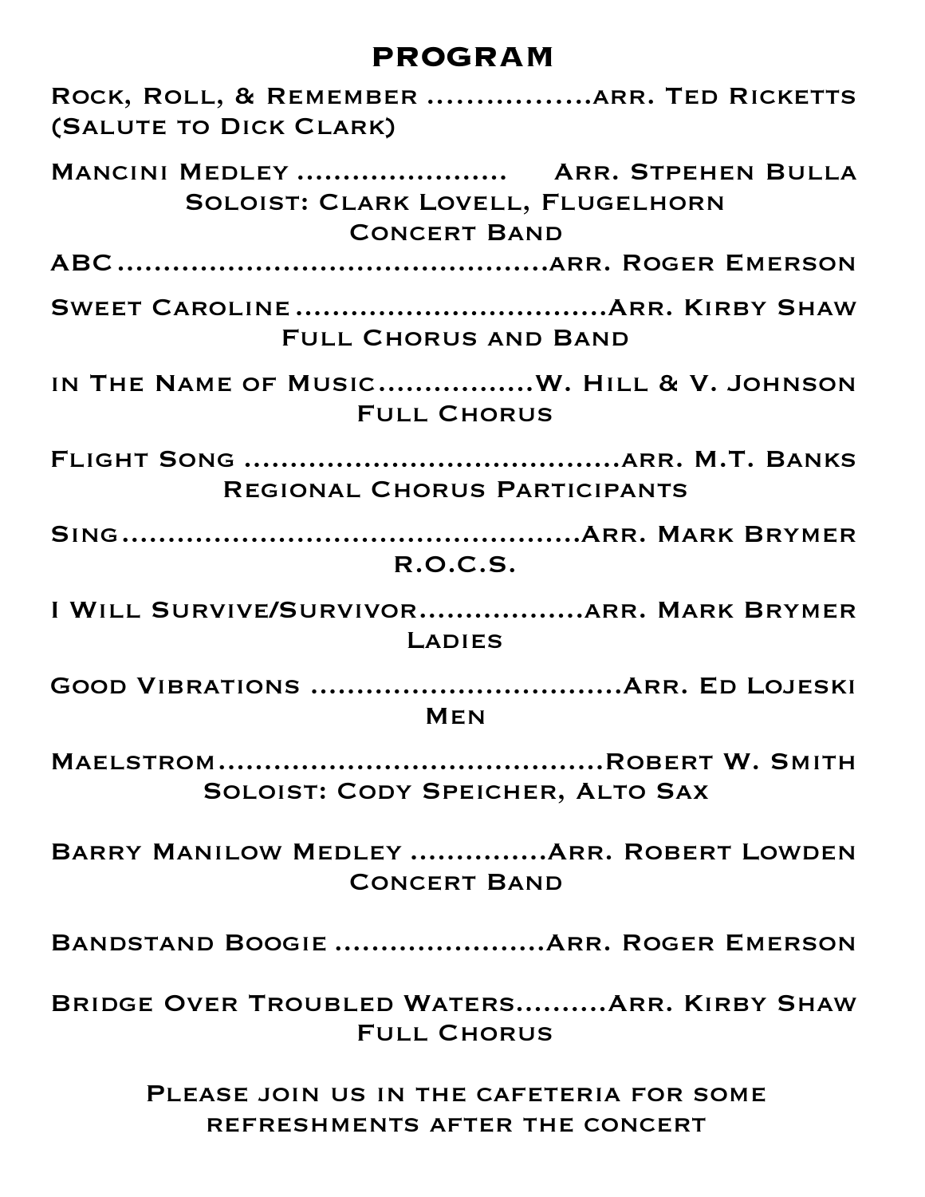# PROGRAM

Rock, Roll, & Remember ..................arr. Ted Ricketts
(Salute to Dick Clark)

Mancini Medley .......................  Arr. Stpehen Bulla
Soloist: Clark Lovell, Flugelhorn
Concert Band

ABC ..............................................arr. Roger Emerson

Sweet Caroline ..................................Arr. Kirby Shaw
Full Chorus and Band

in The Name of Music.................W. Hill & V. Johnson
Full Chorus

Flight Song ........................................arr. M.T. Banks
Regional Chorus Participants

Sing................................................Arr. Mark Brymer
R.O.C.S.

I Will Survive/Survivor..................arr. Mark Brymer
Ladies

Good Vibrations ..................................Arr. Ed Lojeski
Men

Maelstrom.........................................Robert W. Smith
Soloist: Cody Speicher, Alto Sax

Barry Manilow Medley ...............Arr. Robert Lowden
Concert Band

Bandstand Boogie .......................Arr. Roger Emerson

Bridge Over Troubled Waters..........Arr. Kirby Shaw
Full Chorus

Please join us in the cafeteria for some refreshments after the concert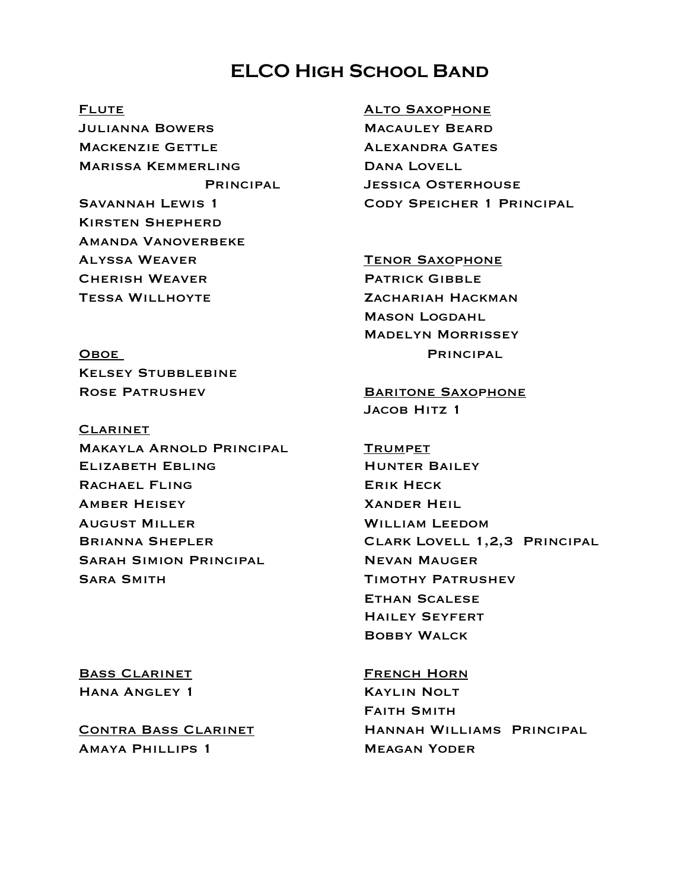# ELCO High School Band

**Flute**

Julianna Bowers
Mackenzie Gettle
Marissa Kemmerling Principal
Savannah Lewis 1
Kirsten Shepherd
Amanda Vanoverbeke
Alyssa Weaver
Cherish Weaver
Tessa Willhoyte

**Oboe**

Kelsey Stubblebine
Rose Patrushev

**Clarinet**

Makayla Arnold Principal
Elizabeth Ebling
Rachael Fling
Amber Heisey
August Miller
Brianna Shepler
Sarah Simion Principal
Sara Smith

**Bass Clarinet**

Hana Angley 1

**Contra Bass Clarinet**

Amaya Phillips 1

**Alto Saxophone**

Macauley Beard
Alexandra Gates
Dana Lovell
Jessica Osterhouse
Cody Speicher 1 Principal

**Tenor Saxophone**

Patrick Gibble
Zachariah Hackman
Mason Logdahl
Madelyn Morrissey Principal

**Baritone Saxophone**

Jacob Hitz 1

**Trumpet**

Hunter Bailey
Erik Heck
Xander Heil
William Leedom
Clark Lovell 1,2,3 Principal
Nevan Mauger
Timothy Patrushev
Ethan Scalese
Hailey Seyfert
Bobby Walck

**French Horn**

Kaylin Nolt
Faith Smith
Hannah Williams Principal
Meagan Yoder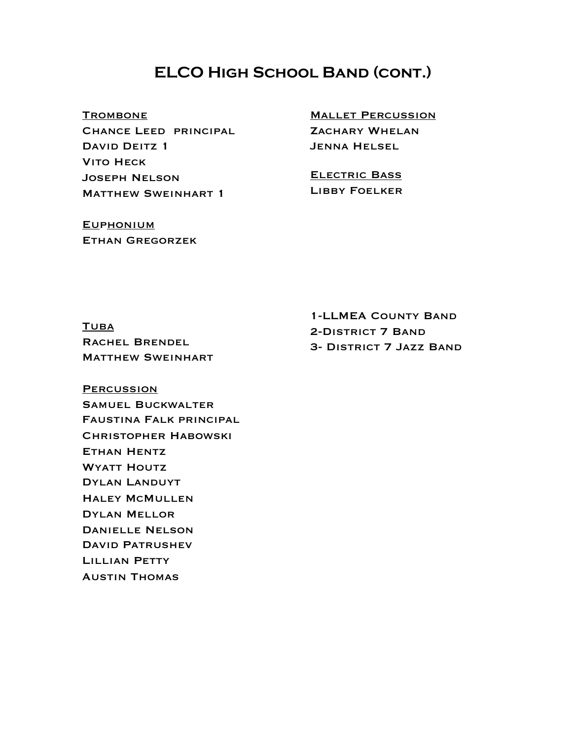# ELCO High School Band (cont.)

**Trombone**

Chance Leed principal
David Deitz 1
Vito Heck
Joseph Nelson
Matthew Sweinhart 1

**Euphonium**

Ethan Gregorzek

**Tuba**

Rachel Brendel
Matthew Sweinhart

**Percussion**

Samuel Buckwalter
Faustina Falk principal
Christopher Habowski
Ethan Hentz
Wyatt Houtz
Dylan Landuyt
Haley McMullen
Dylan Mellor
Danielle Nelson
David Patrushev
Lillian Petty
Austin Thomas

**Mallet Percussion**

Zachary Whelan
Jenna Helsel

**Electric Bass**

Libby Foelker

1-LLMEA County Band
2-District 7 Band
3- District 7 Jazz Band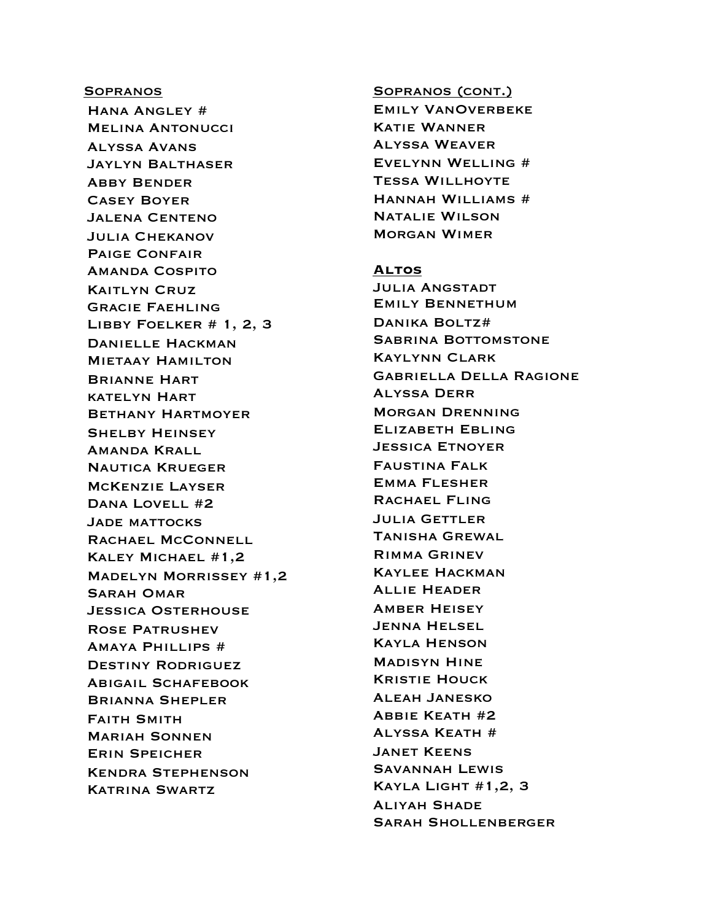## Sopranos

Hana Angley #
Melina Antonucci
Alyssa Avans
Jaylyn Balthaser
Abby Bender
Casey Boyer
Jalena Centeno
Julia Chekanov
Paige Confair
Amanda Cospito
Kaitlyn Cruz
Gracie Faehling
Libby Foelker # 1, 2, 3
Danielle Hackman
Mietaay Hamilton
Brianne Hart
katelyn Hart
Bethany Hartmoyer
Shelby Heinsey
Amanda Krall
Nautica Krueger
McKenzie Layser
Dana Lovell #2
Jade mattocks
Rachael McConnell
Kaley Michael #1,2
Madelyn Morrissey #1,2
Sarah Omar
Jessica Osterhouse
Rose Patrushev
Amaya Phillips #
Destiny Rodriguez
Abigail Schafebook
Brianna Shepler
Faith Smith
Mariah Sonnen
Erin Speicher
Kendra Stephenson
Katrina Swartz

## Sopranos (cont.)

Emily VanOverbeke
Katie Wanner
Alyssa Weaver
Evelynn Welling #
Tessa Willhoyte
Hannah Williams #
Natalie Wilson
Morgan Wimer

## **Altos**

Julia Angstadt
Emily Bennethum
Danika Boltz#
Sabrina Bottomstone
Kaylynn Clark
Gabriella Della Ragione
Alyssa Derr
Morgan Drenning
Elizabeth Ebling
Jessica Etnoyer
Faustina Falk
Emma Flesher
Rachael Fling
Julia Gettler
Tanisha Grewal
Rimma Grinev
Kaylee Hackman
Allie Header
Amber Heisey
Jenna Helsel
Kayla Henson
Madisyn Hine
Kristie Houck
Aleah Janesko
Abbie Keath #2
Alyssa Keath #
Janet Keens
Savannah Lewis
Kayla Light #1,2, 3
Aliyah Shade
Sarah Shollenberger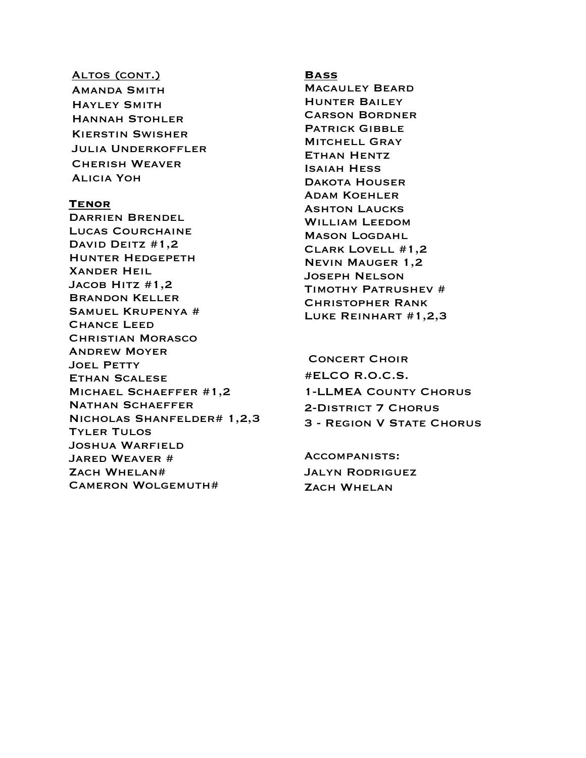## Altos (cont.)

Amanda Smith
Hayley Smith
Hannah Stohler
Kierstin Swisher
Julia Underkoffler
Cherish Weaver
Alicia Yoh

## Tenor

Darrien Brendel
Lucas Courchaine
David Deitz #1,2
Hunter Hedgepeth
Xander Heil
Jacob Hitz #1,2
Brandon Keller
Samuel Krupenya #
Chance Leed
Christian Morasco
Andrew Moyer
Joel Petty
Ethan Scalese
Michael Schaeffer #1,2
Nathan Schaeffer
Nicholas Shanfelder# 1,2,3
Tyler Tulos
Joshua Warfield
Jared Weaver #
Zach Whelan#
Cameron Wolgemuth#

## Bass

Macauley Beard
Hunter Bailey
Carson Bordner
Patrick Gibble
Mitchell Gray
Ethan Hentz
Isaiah Hess
Dakota Houser
Adam Koehler
Ashton Laucks
William Leedom
Mason Logdahl
Clark Lovell #1,2
Nevin Mauger 1,2
Joseph Nelson
Timothy Patrushev #
Christopher Rank
Luke Reinhart #1,2,3

Concert Choir
#ELCO R.O.C.S.
1-LLMEA County Chorus
2-District 7 Chorus
3 - Region V State Chorus

Accompanists:
Jalyn Rodriguez
Zach Whelan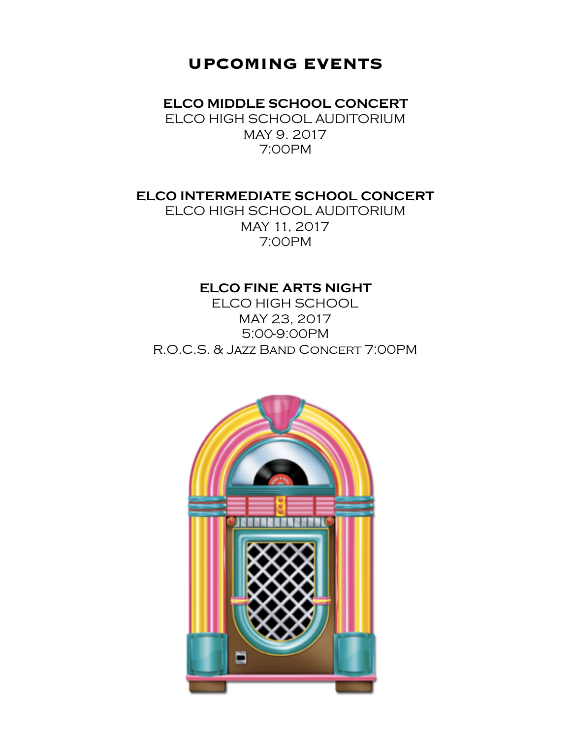# UPCOMING EVENTS

**ELCO MIDDLE SCHOOL CONCERT**
ELCO HIGH SCHOOL AUDITORIUM
MAY 9. 2017
7:00PM

**ELCO INTERMEDIATE SCHOOL CONCERT**
ELCO HIGH SCHOOL AUDITORIUM
MAY 11, 2017
7:00PM

**ELCO FINE ARTS NIGHT**
ELCO HIGH SCHOOL
MAY 23, 2017
5:00-9:00PM
R.O.C.S. & Jazz Band Concert 7:00PM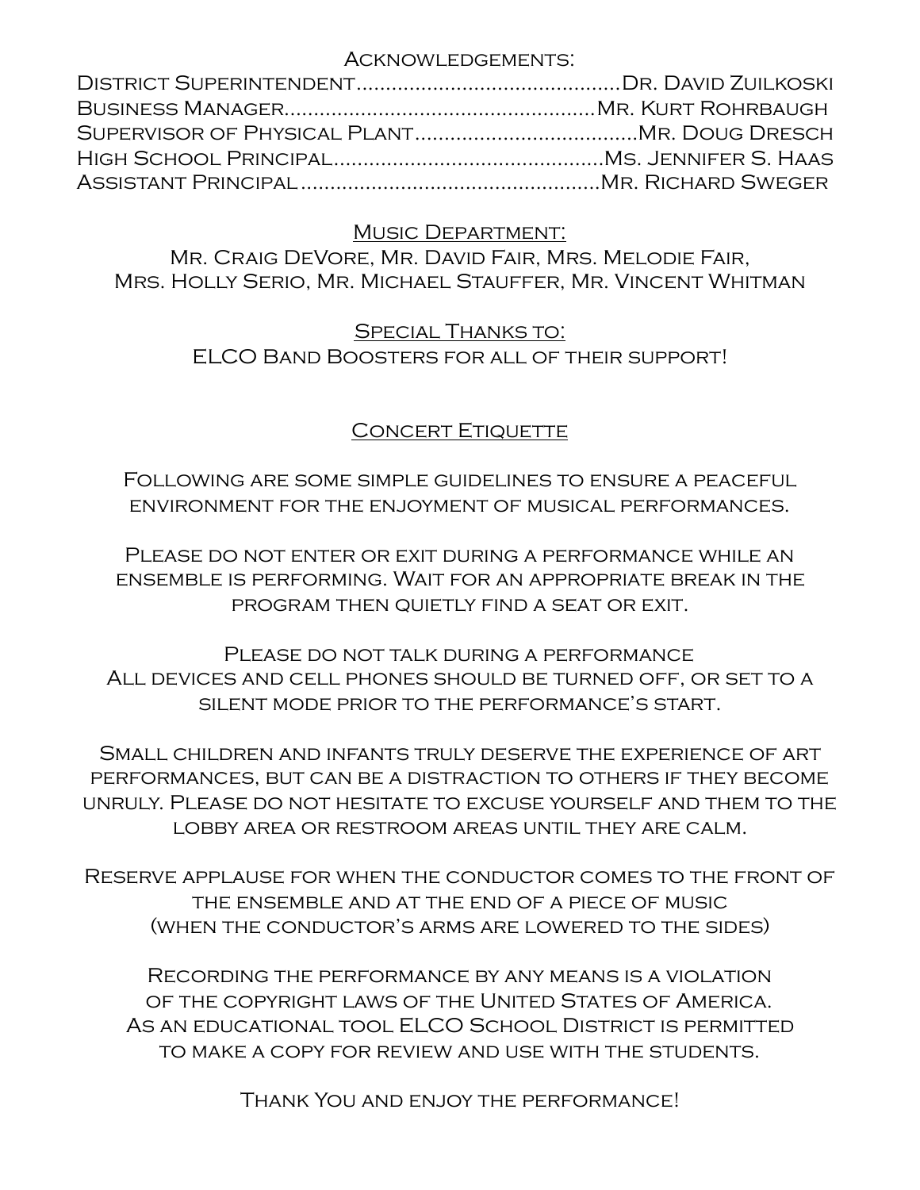Acknowledgements:

District Superintendent............................................Dr. David Zuilkoski
Business Manager....................................................Mr. Kurt Rohrbaugh
Supervisor of Physical Plant.....................................Mr. Doug Dresch
High School Principal.............................................Ms. Jennifer S. Haas
Assistant Principal..................................................Mr. Richard Sweger

Music Department:

Mr. Craig DeVore, Mr. David Fair, Mrs. Melodie Fair,
Mrs. Holly Serio, Mr. Michael Stauffer, Mr. Vincent Whitman

Special Thanks to:

ELCO Band Boosters for all of their support!

## Concert Etiquette

Following are some simple guidelines to ensure a peaceful environment for the enjoyment of musical performances.

Please do not enter or exit during a performance while an ensemble is performing. Wait for an appropriate break in the program then quietly find a seat or exit.

Please do not talk during a performance
All devices and cell phones should be turned off, or set to a silent mode prior to the performance's start.

Small children and infants truly deserve the experience of art performances, but can be a distraction to others if they become unruly. Please do not hesitate to excuse yourself and them to the lobby area or restroom areas until they are calm.

Reserve applause for when the conductor comes to the front of the ensemble and at the end of a piece of music
(when the conductor's arms are lowered to the sides)

Recording the performance by any means is a violation of the copyright laws of the United States of America.
As an educational tool ELCO School District is permitted to make a copy for review and use with the students.

Thank You and enjoy the performance!